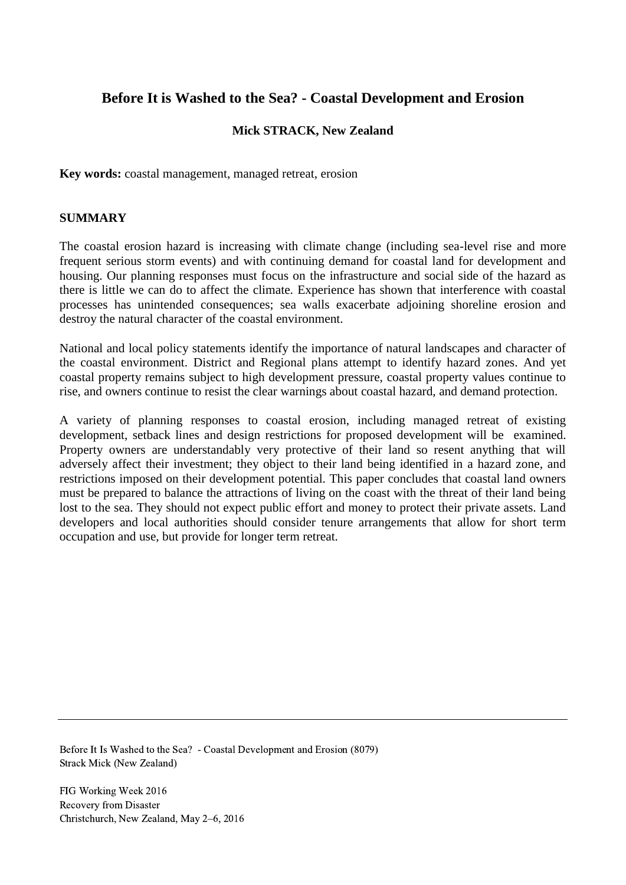# Before It is Washed to the Sea? - Coastal Development and Erosion

**Mick STRACK, New Zealand**

**Key words:** coastal management, managed retreat, erosion

## SUMMARY

The coastal erosion hazard is increasing with climate change (including sea-level rise and more frequent serious storm events) and with continuing demand for coastal land for development and housing. Our planning responses must focus on the infrastructure and social side of the hazard as there is little we can do to affect the climate. Experience has shown that interference with coastal processes has unintended consequences; sea walls exacerbate adjoining shoreline erosion and destroy the natural character of the coastal environment.

National and local policy statements identify the importance of natural landscapes and character of the coastal environment. District and Regional plans attempt to identify hazard zones. And yet coastal property remains subject to high development pressure, coastal property values continue to rise, and owners continue to resist the clear warnings about coastal hazard, and demand protection.

A variety of planning responses to coastal erosion, including managed retreat of existing development, setback lines and design restrictions for proposed development will be examined. Property owners are understandably very protective of their land so resent anything that will adversely affect their investment; they object to their land being identified in a hazard zone, and restrictions imposed on their development potential. This paper concludes that coastal land owners must be prepared to balance the attractions of living on the coast with the threat of their land being lost to the sea. They should not expect public effort and money to protect their private assets. Land developers and local authorities should consider tenure arrangements that allow for short term occupation and use, but provide for longer term retreat.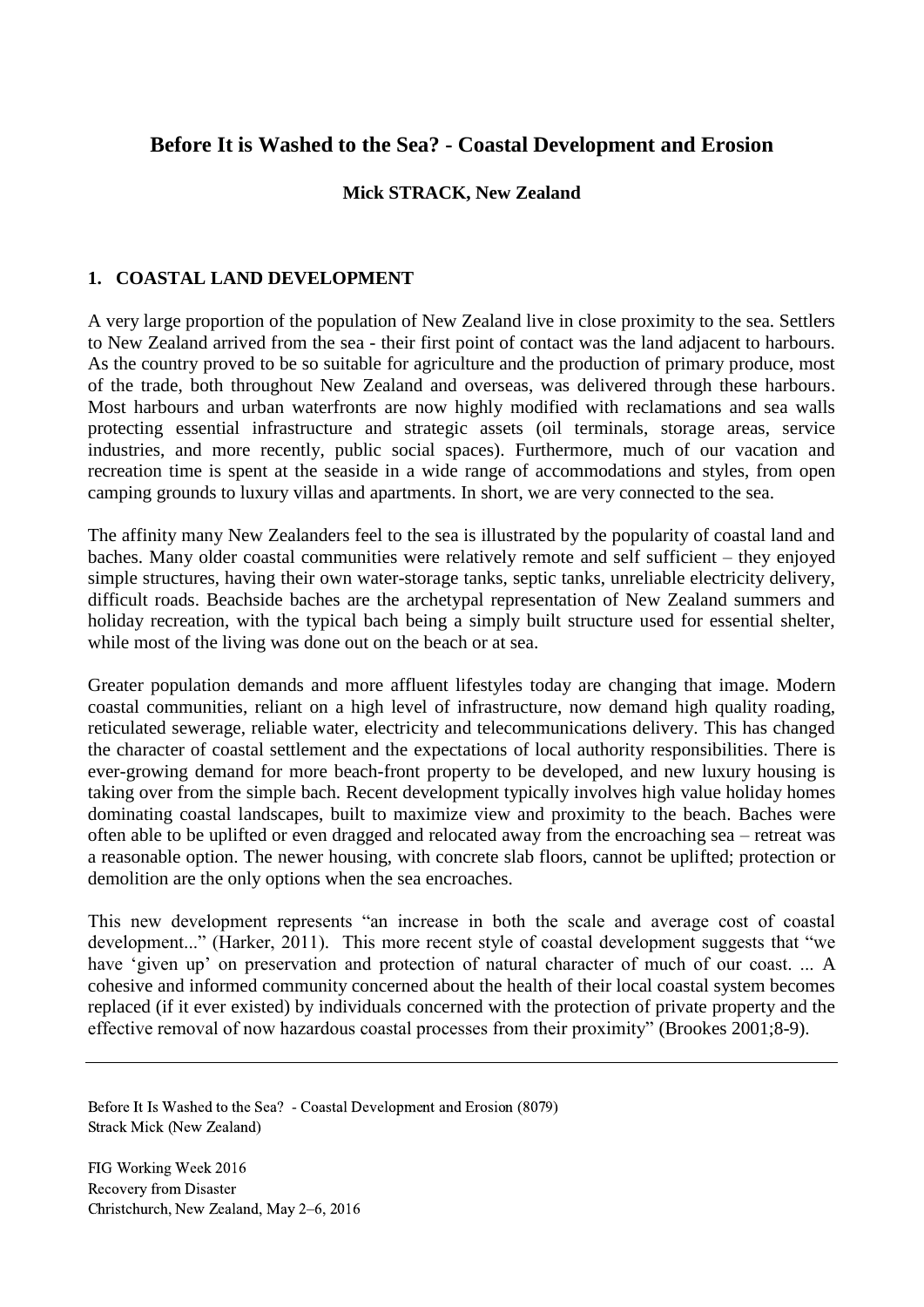## Before It is Washed to the Sea? - Coastal Development and Erosion

**Mick STRACK, New Zealand**

### 1. COASTAL LAND DEVELOPMENT

A very large proportion of the population of New Zealand live in close proximity to the sea. Settlers to New Zealand arrived from the sea - their first point of contact was the land adjacent to harbours. As the country proved to be so suitable for agriculture and the production of primary produce, most of the trade, both throughout New Zealand and overseas, was delivered through these harbours. Most harbours and urban waterfronts are now highly modified with reclamations and sea walls protecting essential infrastructure and strategic assets (oil terminals, storage areas, service industries, and more recently, public social spaces). Furthermore, much of our vacation and recreation time is spent at the seaside in a wide range of accommodations and styles, from open camping grounds to luxury villas and apartments. In short, we are very connected to the sea.

The affinity many New Zealanders feel to the sea is illustrated by the popularity of coastal land and baches. Many older coastal communities were relatively remote and self sufficient – they enjoyed simple structures, having their own water-storage tanks, septic tanks, unreliable electricity delivery, difficult roads. Beachside baches are the archetypal representation of New Zealand summers and holiday recreation, with the typical bach being a simply built structure used for essential shelter, while most of the living was done out on the beach or at sea.

Greater population demands and more affluent lifestyles today are changing that image. Modern coastal communities, reliant on a high level of infrastructure, now demand high quality roading, reticulated sewerage, reliable water, electricity and telecommunications delivery. This has changed the character of coastal settlement and the expectations of local authority responsibilities. There is ever-growing demand for more beach-front property to be developed, and new luxury housing is taking over from the simple bach. Recent development typically involves high value holiday homes dominating coastal landscapes, built to maximize view and proximity to the beach. Baches were often able to be uplifted or even dragged and relocated away from the encroaching sea – retreat was a reasonable option. The newer housing, with concrete slab floors, cannot be uplifted; protection or demolition are the only options when the sea encroaches.

This new development represents "an increase in both the scale and average cost of coastal development..." (Harker, 2011). This more recent style of coastal development suggests that "we have 'given up' on preservation and protection of natural character of much of our coast. ... A cohesive and informed community concerned about the health of their local coastal system becomes replaced (if it ever existed) by individuals concerned with the protection of private property and the effective removal of now hazardous coastal processes from their proximity" (Brookes 2001;8-9).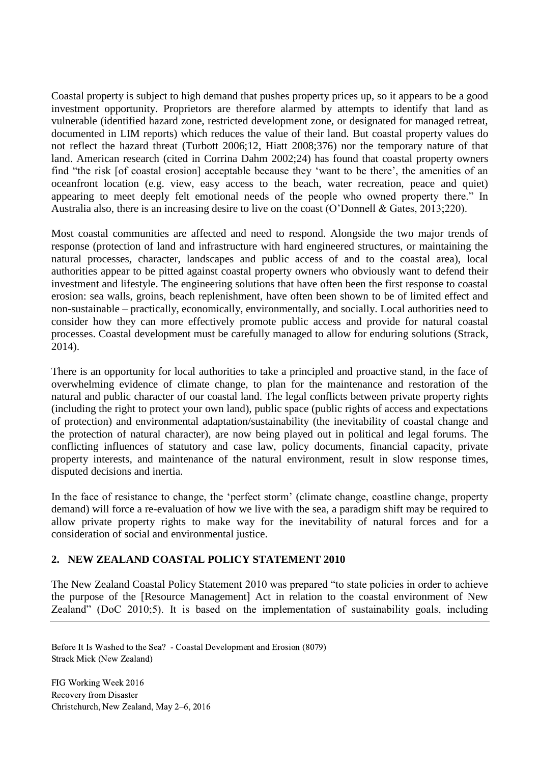Coastal property is subject to high demand that pushes property prices up, so it appears to be a good investment opportunity. Proprietors are therefore alarmed by attempts to identify that land as vulnerable (identified hazard zone, restricted development zone, or designated for managed retreat, documented in LIM reports) which reduces the value of their land. But coastal property values do not reflect the hazard threat (Turbott 2006;12, Hiatt 2008;376) nor the temporary nature of that land. American research (cited in Corrina Dahm 2002;24) has found that coastal property owners find "the risk [of coastal erosion] acceptable because they 'want to be there', the amenities of an oceanfront location (e.g. view, easy access to the beach, water recreation, peace and quiet) appearing to meet deeply felt emotional needs of the people who owned property there." In Australia also, there is an increasing desire to live on the coast (O'Donnell & Gates, 2013;220).

Most coastal communities are affected and need to respond. Alongside the two major trends of response (protection of land and infrastructure with hard engineered structures, or maintaining the natural processes, character, landscapes and public access of and to the coastal area), local authorities appear to be pitted against coastal property owners who obviously want to defend their investment and lifestyle. The engineering solutions that have often been the first response to coastal erosion: sea walls, groins, beach replenishment, have often been shown to be of limited effect and non-sustainable – practically, economically, environmentally, and socially. Local authorities need to consider how they can more effectively promote public access and provide for natural coastal processes. Coastal development must be carefully managed to allow for enduring solutions (Strack, 2014).

There is an opportunity for local authorities to take a principled and proactive stand, in the face of overwhelming evidence of climate change, to plan for the maintenance and restoration of the natural and public character of our coastal land. The legal conflicts between private property rights (including the right to protect your own land), public space (public rights of access and expectations of protection) and environmental adaptation/sustainability (the inevitability of coastal change and the protection of natural character), are now being played out in political and legal forums. The conflicting influences of statutory and case law, policy documents, financial capacity, private property interests, and maintenance of the natural environment, result in slow response times, disputed decisions and inertia.

In the face of resistance to change, the 'perfect storm' (climate change, coastline change, property demand) will force a re-evaluation of how we live with the sea, a paradigm shift may be required to allow private property rights to make way for the inevitability of natural forces and for a consideration of social and environmental justice.

## 2. NEW ZEALAND COASTAL POLICY STATEMENT 2010

The New Zealand Coastal Policy Statement 2010 was prepared "to state policies in order to achieve the purpose of the [Resource Management] Act in relation to the coastal environment of New Zealand" (DoC 2010;5). It is based on the implementation of sustainability goals, including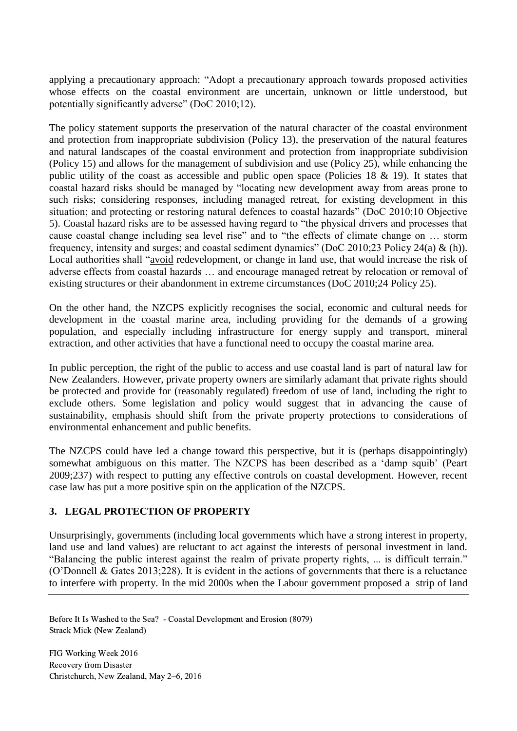applying a precautionary approach: “Adopt a precautionary approach towards proposed activities whose effects on the coastal environment are uncertain, unknown or little understood, but potentially significantly adverse” (DoC 2010;12).

The policy statement supports the preservation of the natural character of the coastal environment and protection from inappropriate subdivision (Policy 13), the preservation of the natural features and natural landscapes of the coastal environment and protection from inappropriate subdivision (Policy 15) and allows for the management of subdivision and use (Policy 25), while enhancing the public utility of the coast as accessible and public open space (Policies 18 & 19). It states that coastal hazard risks should be managed by “locating new development away from areas prone to such risks; considering responses, including managed retreat, for existing development in this situation; and protecting or restoring natural defences to coastal hazards” (DoC 2010;10 Objective 5). Coastal hazard risks are to be assessed having regard to “the physical drivers and processes that cause coastal change including sea level rise” and to “the effects of climate change on … storm frequency, intensity and surges; and coastal sediment dynamics” (DoC 2010;23 Policy 24(a) & (h)). Local authorities shall “<u>avoid</u> redevelopment, or change in land use, that would increase the risk of adverse effects from coastal hazards … and encourage managed retreat by relocation or removal of existing structures or their abandonment in extreme circumstances (DoC 2010;24 Policy 25).

On the other hand, the NZCPS explicitly recognises the social, economic and cultural needs for development in the coastal marine area, including providing for the demands of a growing population, and especially including infrastructure for energy supply and transport, mineral extraction, and other activities that have a functional need to occupy the coastal marine area.

In public perception, the right of the public to access and use coastal land is part of natural law for New Zealanders. However, private property owners are similarly adamant that private rights should be protected and provide for (reasonably regulated) freedom of use of land, including the right to exclude others. Some legislation and policy would suggest that in advancing the cause of sustainability, emphasis should shift from the private property protections to considerations of environmental enhancement and public benefits.

The NZCPS could have led a change toward this perspective, but it is (perhaps disappointingly) somewhat ambiguous on this matter. The NZCPS has been described as a ‘damp squib’ (Peart 2009;237) with respect to putting any effective controls on coastal development. However, recent case law has put a more positive spin on the application of the NZCPS.

## 3. LEGAL PROTECTION OF PROPERTY

Unsurprisingly, governments (including local governments which have a strong interest in property, land use and land values) are reluctant to act against the interests of personal investment in land. “Balancing the public interest against the realm of private property rights, ... is difficult terrain.” (O’Donnell & Gates 2013;228). It is evident in the actions of governments that there is a reluctance to interfere with property. In the mid 2000s when the Labour government proposed a strip of land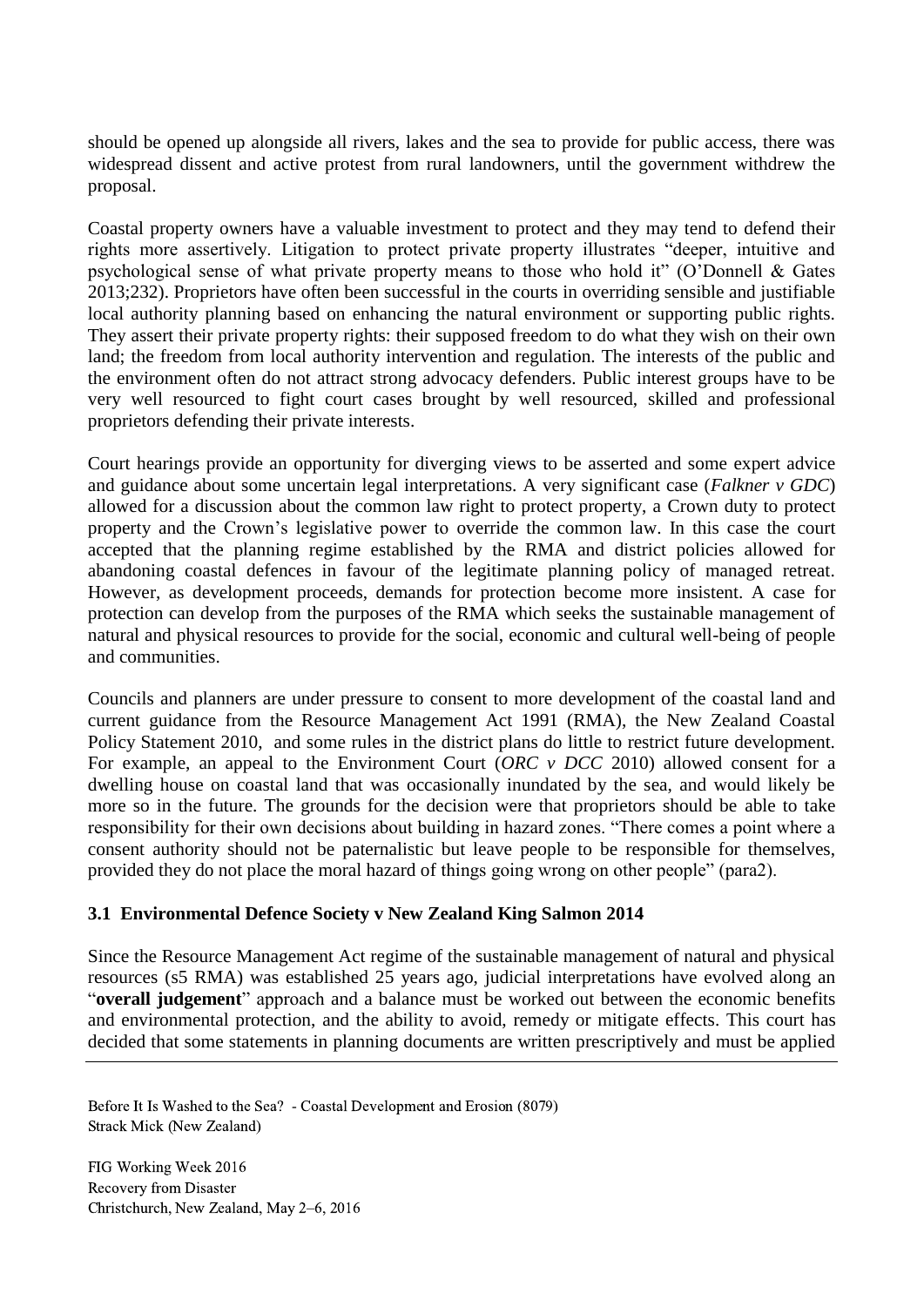should be opened up alongside all rivers, lakes and the sea to provide for public access, there was widespread dissent and active protest from rural landowners, until the government withdrew the proposal.

Coastal property owners have a valuable investment to protect and they may tend to defend their rights more assertively. Litigation to protect private property illustrates "deeper, intuitive and psychological sense of what private property means to those who hold it" (O'Donnell & Gates 2013;232). Proprietors have often been successful in the courts in overriding sensible and justifiable local authority planning based on enhancing the natural environment or supporting public rights. They assert their private property rights: their supposed freedom to do what they wish on their own land; the freedom from local authority intervention and regulation. The interests of the public and the environment often do not attract strong advocacy defenders. Public interest groups have to be very well resourced to fight court cases brought by well resourced, skilled and professional proprietors defending their private interests.

Court hearings provide an opportunity for diverging views to be asserted and some expert advice and guidance about some uncertain legal interpretations. A very significant case (*Falkner v GDC*) allowed for a discussion about the common law right to protect property, a Crown duty to protect property and the Crown's legislative power to override the common law. In this case the court accepted that the planning regime established by the RMA and district policies allowed for abandoning coastal defences in favour of the legitimate planning policy of managed retreat. However, as development proceeds, demands for protection become more insistent. A case for protection can develop from the purposes of the RMA which seeks the sustainable management of natural and physical resources to provide for the social, economic and cultural well-being of people and communities.

Councils and planners are under pressure to consent to more development of the coastal land and current guidance from the Resource Management Act 1991 (RMA), the New Zealand Coastal Policy Statement 2010, and some rules in the district plans do little to restrict future development. For example, an appeal to the Environment Court (*ORC v DCC* 2010) allowed consent for a dwelling house on coastal land that was occasionally inundated by the sea, and would likely be more so in the future. The grounds for the decision were that proprietors should be able to take responsibility for their own decisions about building in hazard zones. "There comes a point where a consent authority should not be paternalistic but leave people to be responsible for themselves, provided they do not place the moral hazard of things going wrong on other people" (para2).

### 3.1 Environmental Defence Society v New Zealand King Salmon 2014

Since the Resource Management Act regime of the sustainable management of natural and physical resources (s5 RMA) was established 25 years ago, judicial interpretations have evolved along an "**overall judgement**" approach and a balance must be worked out between the economic benefits and environmental protection, and the ability to avoid, remedy or mitigate effects. This court has decided that some statements in planning documents are written prescriptively and must be applied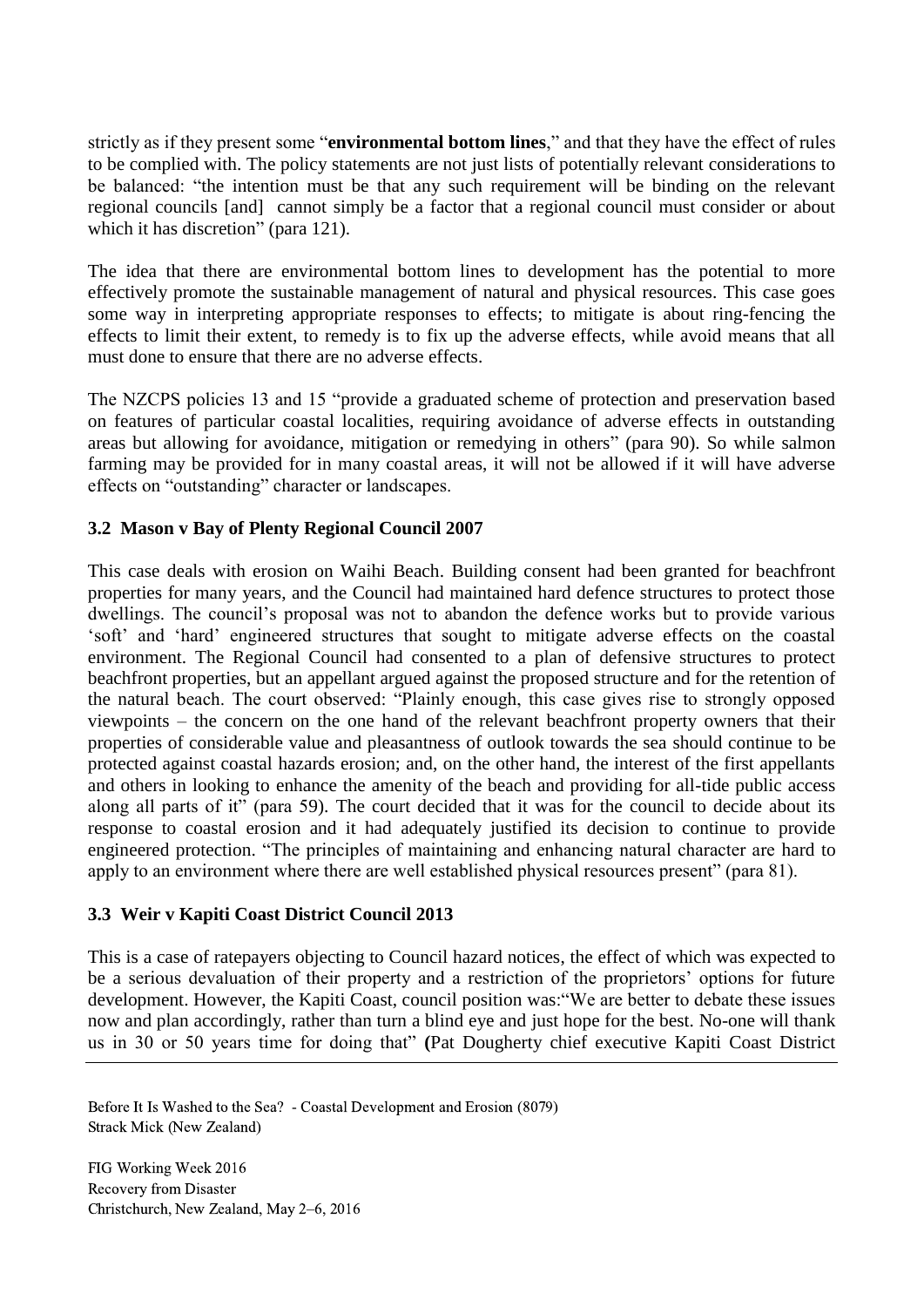strictly as if they present some "**environmental bottom lines**," and that they have the effect of rules to be complied with. The policy statements are not just lists of potentially relevant considerations to be balanced: "the intention must be that any such requirement will be binding on the relevant regional councils [and] cannot simply be a factor that a regional council must consider or about which it has discretion" (para 121).

The idea that there are environmental bottom lines to development has the potential to more effectively promote the sustainable management of natural and physical resources. This case goes some way in interpreting appropriate responses to effects; to mitigate is about ring-fencing the effects to limit their extent, to remedy is to fix up the adverse effects, while avoid means that all must done to ensure that there are no adverse effects.

The NZCPS policies 13 and 15 "provide a graduated scheme of protection and preservation based on features of particular coastal localities, requiring avoidance of adverse effects in outstanding areas but allowing for avoidance, mitigation or remedying in others" (para 90). So while salmon farming may be provided for in many coastal areas, it will not be allowed if it will have adverse effects on "outstanding" character or landscapes.

### 3.2 Mason v Bay of Plenty Regional Council 2007

This case deals with erosion on Waihi Beach. Building consent had been granted for beachfront properties for many years, and the Council had maintained hard defence structures to protect those dwellings. The council's proposal was not to abandon the defence works but to provide various 'soft' and 'hard' engineered structures that sought to mitigate adverse effects on the coastal environment. The Regional Council had consented to a plan of defensive structures to protect beachfront properties, but an appellant argued against the proposed structure and for the retention of the natural beach. The court observed: "Plainly enough, this case gives rise to strongly opposed viewpoints – the concern on the one hand of the relevant beachfront property owners that their properties of considerable value and pleasantness of outlook towards the sea should continue to be protected against coastal hazards erosion; and, on the other hand, the interest of the first appellants and others in looking to enhance the amenity of the beach and providing for all-tide public access along all parts of it" (para 59). The court decided that it was for the council to decide about its response to coastal erosion and it had adequately justified its decision to continue to provide engineered protection. "The principles of maintaining and enhancing natural character are hard to apply to an environment where there are well established physical resources present" (para 81).

### 3.3 Weir v Kapiti Coast District Council 2013

This is a case of ratepayers objecting to Council hazard notices, the effect of which was expected to be a serious devaluation of their property and a restriction of the proprietors' options for future development. However, the Kapiti Coast, council position was:"We are better to debate these issues now and plan accordingly, rather than turn a blind eye and just hope for the best. No-one will thank us in 30 or 50 years time for doing that" **(**Pat Dougherty chief executive Kapiti Coast District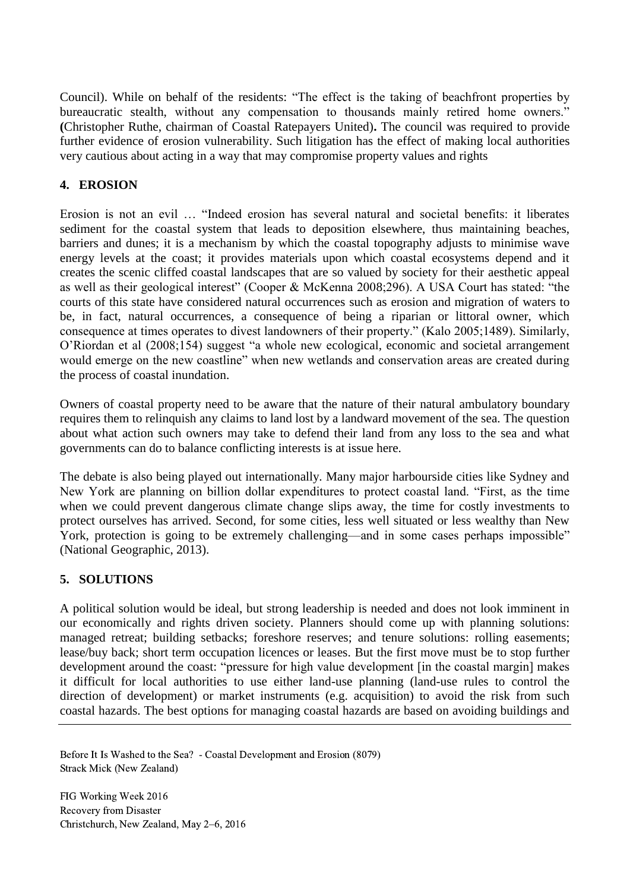Council). While on behalf of the residents: “The effect is the taking of beachfront properties by bureaucratic stealth, without any compensation to thousands mainly retired home owners.” **(**Christopher Ruthe, chairman of Coastal Ratepayers United)**.** The council was required to provide further evidence of erosion vulnerability. Such litigation has the effect of making local authorities very cautious about acting in a way that may compromise property values and rights

## 4. EROSION

Erosion is not an evil … “Indeed erosion has several natural and societal benefits: it liberates sediment for the coastal system that leads to deposition elsewhere, thus maintaining beaches, barriers and dunes; it is a mechanism by which the coastal topography adjusts to minimise wave energy levels at the coast; it provides materials upon which coastal ecosystems depend and it creates the scenic cliffed coastal landscapes that are so valued by society for their aesthetic appeal as well as their geological interest” (Cooper & McKenna 2008;296). A USA Court has stated: “the courts of this state have considered natural occurrences such as erosion and migration of waters to be, in fact, natural occurrences, a consequence of being a riparian or littoral owner, which consequence at times operates to divest landowners of their property.” (Kalo 2005;1489). Similarly, O’Riordan et al (2008;154) suggest “a whole new ecological, economic and societal arrangement would emerge on the new coastline” when new wetlands and conservation areas are created during the process of coastal inundation.

Owners of coastal property need to be aware that the nature of their natural ambulatory boundary requires them to relinquish any claims to land lost by a landward movement of the sea. The question about what action such owners may take to defend their land from any loss to the sea and what governments can do to balance conflicting interests is at issue here.

The debate is also being played out internationally. Many major harbourside cities like Sydney and New York are planning on billion dollar expenditures to protect coastal land. “First, as the time when we could prevent dangerous climate change slips away, the time for costly investments to protect ourselves has arrived. Second, for some cities, less well situated or less wealthy than New York, protection is going to be extremely challenging—and in some cases perhaps impossible” (National Geographic, 2013).

## 5. SOLUTIONS

A political solution would be ideal, but strong leadership is needed and does not look imminent in our economically and rights driven society. Planners should come up with planning solutions: managed retreat; building setbacks; foreshore reserves; and tenure solutions: rolling easements; lease/buy back; short term occupation licences or leases. But the first move must be to stop further development around the coast: “pressure for high value development [in the coastal margin] makes it difficult for local authorities to use either land-use planning (land-use rules to control the direction of development) or market instruments (e.g. acquisition) to avoid the risk from such coastal hazards. The best options for managing coastal hazards are based on avoiding buildings and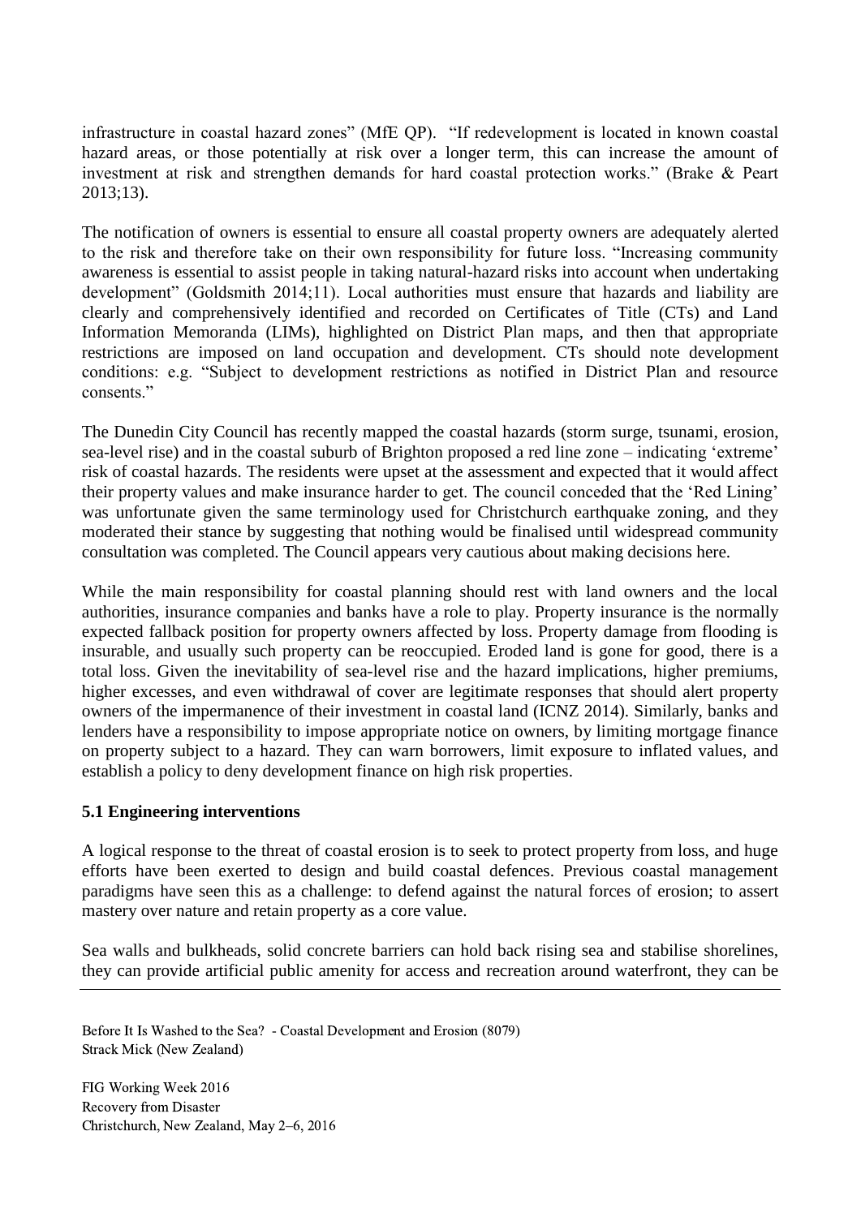infrastructure in coastal hazard zones" (MfE QP). "If redevelopment is located in known coastal hazard areas, or those potentially at risk over a longer term, this can increase the amount of investment at risk and strengthen demands for hard coastal protection works." (Brake & Peart 2013;13).

The notification of owners is essential to ensure all coastal property owners are adequately alerted to the risk and therefore take on their own responsibility for future loss. "Increasing community awareness is essential to assist people in taking natural-hazard risks into account when undertaking development" (Goldsmith 2014;11). Local authorities must ensure that hazards and liability are clearly and comprehensively identified and recorded on Certificates of Title (CTs) and Land Information Memoranda (LIMs), highlighted on District Plan maps, and then that appropriate restrictions are imposed on land occupation and development. CTs should note development conditions: e.g. "Subject to development restrictions as notified in District Plan and resource consents."

The Dunedin City Council has recently mapped the coastal hazards (storm surge, tsunami, erosion, sea-level rise) and in the coastal suburb of Brighton proposed a red line zone – indicating 'extreme' risk of coastal hazards. The residents were upset at the assessment and expected that it would affect their property values and make insurance harder to get. The council conceded that the 'Red Lining' was unfortunate given the same terminology used for Christchurch earthquake zoning, and they moderated their stance by suggesting that nothing would be finalised until widespread community consultation was completed. The Council appears very cautious about making decisions here.

While the main responsibility for coastal planning should rest with land owners and the local authorities, insurance companies and banks have a role to play. Property insurance is the normally expected fallback position for property owners affected by loss. Property damage from flooding is insurable, and usually such property can be reoccupied. Eroded land is gone for good, there is a total loss. Given the inevitability of sea-level rise and the hazard implications, higher premiums, higher excesses, and even withdrawal of cover are legitimate responses that should alert property owners of the impermanence of their investment in coastal land (ICNZ 2014). Similarly, banks and lenders have a responsibility to impose appropriate notice on owners, by limiting mortgage finance on property subject to a hazard. They can warn borrowers, limit exposure to inflated values, and establish a policy to deny development finance on high risk properties.

### 5.1 Engineering interventions

A logical response to the threat of coastal erosion is to seek to protect property from loss, and huge efforts have been exerted to design and build coastal defences. Previous coastal management paradigms have seen this as a challenge: to defend against the natural forces of erosion; to assert mastery over nature and retain property as a core value.

Sea walls and bulkheads, solid concrete barriers can hold back rising sea and stabilise shorelines, they can provide artificial public amenity for access and recreation around waterfront, they can be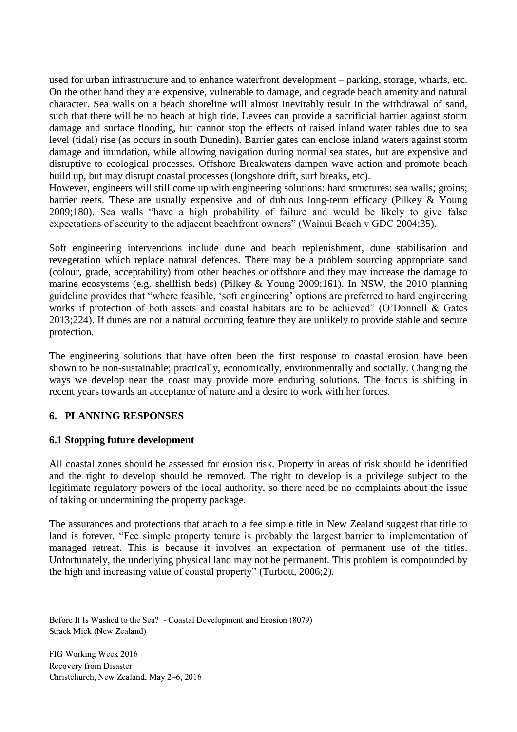used for urban infrastructure and to enhance waterfront development – parking, storage, wharfs, etc. On the other hand they are expensive, vulnerable to damage, and degrade beach amenity and natural character. Sea walls on a beach shoreline will almost inevitably result in the withdrawal of sand, such that there will be no beach at high tide. Levees can provide a sacrificial barrier against storm damage and surface flooding, but cannot stop the effects of raised inland water tables due to sea level (tidal) rise (as occurs in south Dunedin). Barrier gates can enclose inland waters against storm damage and inundation, while allowing navigation during normal sea states, but are expensive and disruptive to ecological processes. Offshore Breakwaters dampen wave action and promote beach build up, but may disrupt coastal processes (longshore drift, surf breaks, etc).
However, engineers will still come up with engineering solutions: hard structures: sea walls; groins; barrier reefs. These are usually expensive and of dubious long-term efficacy (Pilkey & Young 2009;180). Sea walls "have a high probability of failure and would be likely to give false expectations of security to the adjacent beachfront owners" (Wainui Beach v GDC 2004;35).

Soft engineering interventions include dune and beach replenishment, dune stabilisation and revegetation which replace natural defences. There may be a problem sourcing appropriate sand (colour, grade, acceptability) from other beaches or offshore and they may increase the damage to marine ecosystems (e.g. shellfish beds) (Pilkey & Young 2009;161). In NSW, the 2010 planning guideline provides that "where feasible, 'soft engineering' options are preferred to hard engineering works if protection of both assets and coastal habitats are to be achieved" (O'Donnell & Gates 2013;224). If dunes are not a natural occurring feature they are unlikely to provide stable and secure protection.

The engineering solutions that have often been the first response to coastal erosion have been shown to be non-sustainable; practically, economically, environmentally and socially. Changing the ways we develop near the coast may provide more enduring solutions. The focus is shifting in recent years towards an acceptance of nature and a desire to work with her forces.

## 6. PLANNING RESPONSES

### 6.1 Stopping future development

All coastal zones should be assessed for erosion risk. Property in areas of risk should be identified and the right to develop should be removed. The right to develop is a privilege subject to the legitimate regulatory powers of the local authority, so there need be no complaints about the issue of taking or undermining the property package.

The assurances and protections that attach to a fee simple title in New Zealand suggest that title to land is forever. "Fee simple property tenure is probably the largest barrier to implementation of managed retreat. This is because it involves an expectation of permanent use of the titles. Unfortunately, the underlying physical land may not be permanent. This problem is compounded by the high and increasing value of coastal property" (Turbott, 2006;2).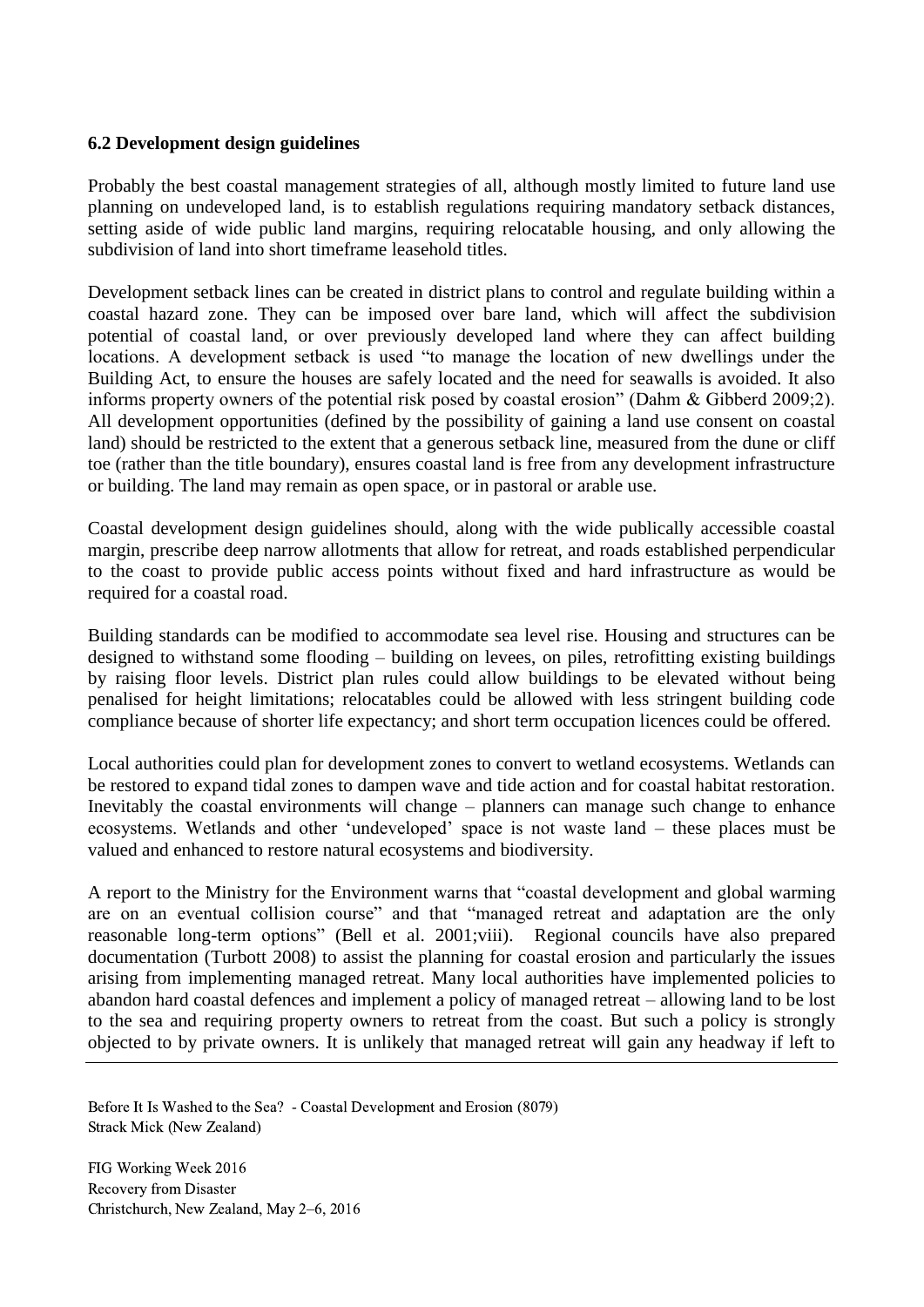### 6.2 Development design guidelines

Probably the best coastal management strategies of all, although mostly limited to future land use planning on undeveloped land, is to establish regulations requiring mandatory setback distances, setting aside of wide public land margins, requiring relocatable housing, and only allowing the subdivision of land into short timeframe leasehold titles.

Development setback lines can be created in district plans to control and regulate building within a coastal hazard zone. They can be imposed over bare land, which will affect the subdivision potential of coastal land, or over previously developed land where they can affect building locations. A development setback is used "to manage the location of new dwellings under the Building Act, to ensure the houses are safely located and the need for seawalls is avoided. It also informs property owners of the potential risk posed by coastal erosion" (Dahm & Gibberd 2009;2). All development opportunities (defined by the possibility of gaining a land use consent on coastal land) should be restricted to the extent that a generous setback line, measured from the dune or cliff toe (rather than the title boundary), ensures coastal land is free from any development infrastructure or building. The land may remain as open space, or in pastoral or arable use.

Coastal development design guidelines should, along with the wide publically accessible coastal margin, prescribe deep narrow allotments that allow for retreat, and roads established perpendicular to the coast to provide public access points without fixed and hard infrastructure as would be required for a coastal road.

Building standards can be modified to accommodate sea level rise. Housing and structures can be designed to withstand some flooding – building on levees, on piles, retrofitting existing buildings by raising floor levels. District plan rules could allow buildings to be elevated without being penalised for height limitations; relocatables could be allowed with less stringent building code compliance because of shorter life expectancy; and short term occupation licences could be offered.

Local authorities could plan for development zones to convert to wetland ecosystems. Wetlands can be restored to expand tidal zones to dampen wave and tide action and for coastal habitat restoration. Inevitably the coastal environments will change – planners can manage such change to enhance ecosystems. Wetlands and other 'undeveloped' space is not waste land – these places must be valued and enhanced to restore natural ecosystems and biodiversity.

A report to the Ministry for the Environment warns that "coastal development and global warming are on an eventual collision course" and that "managed retreat and adaptation are the only reasonable long-term options" (Bell et al. 2001;viii). Regional councils have also prepared documentation (Turbott 2008) to assist the planning for coastal erosion and particularly the issues arising from implementing managed retreat. Many local authorities have implemented policies to abandon hard coastal defences and implement a policy of managed retreat – allowing land to be lost to the sea and requiring property owners to retreat from the coast. But such a policy is strongly objected to by private owners. It is unlikely that managed retreat will gain any headway if left to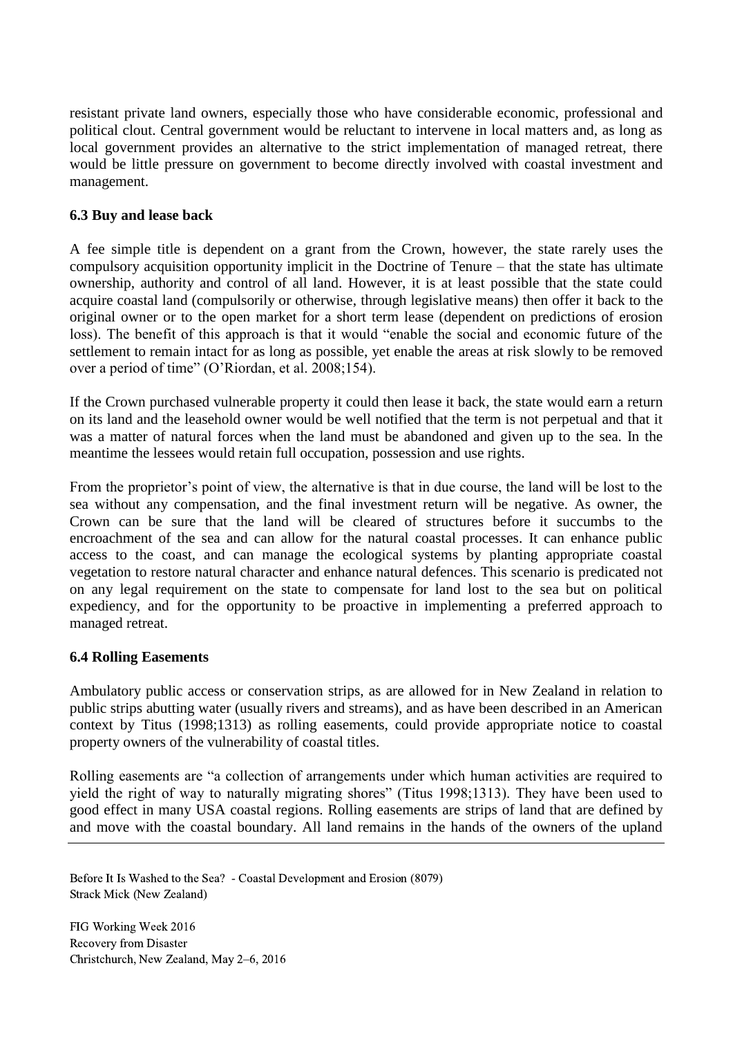resistant private land owners, especially those who have considerable economic, professional and political clout. Central government would be reluctant to intervene in local matters and, as long as local government provides an alternative to the strict implementation of managed retreat, there would be little pressure on government to become directly involved with coastal investment and management.

### 6.3 Buy and lease back

A fee simple title is dependent on a grant from the Crown, however, the state rarely uses the compulsory acquisition opportunity implicit in the Doctrine of Tenure – that the state has ultimate ownership, authority and control of all land. However, it is at least possible that the state could acquire coastal land (compulsorily or otherwise, through legislative means) then offer it back to the original owner or to the open market for a short term lease (dependent on predictions of erosion loss). The benefit of this approach is that it would "enable the social and economic future of the settlement to remain intact for as long as possible, yet enable the areas at risk slowly to be removed over a period of time" (O'Riordan, et al. 2008;154).

If the Crown purchased vulnerable property it could then lease it back, the state would earn a return on its land and the leasehold owner would be well notified that the term is not perpetual and that it was a matter of natural forces when the land must be abandoned and given up to the sea. In the meantime the lessees would retain full occupation, possession and use rights.

From the proprietor's point of view, the alternative is that in due course, the land will be lost to the sea without any compensation, and the final investment return will be negative. As owner, the Crown can be sure that the land will be cleared of structures before it succumbs to the encroachment of the sea and can allow for the natural coastal processes. It can enhance public access to the coast, and can manage the ecological systems by planting appropriate coastal vegetation to restore natural character and enhance natural defences. This scenario is predicated not on any legal requirement on the state to compensate for land lost to the sea but on political expediency, and for the opportunity to be proactive in implementing a preferred approach to managed retreat.

### 6.4 Rolling Easements

Ambulatory public access or conservation strips, as are allowed for in New Zealand in relation to public strips abutting water (usually rivers and streams), and as have been described in an American context by Titus (1998;1313) as rolling easements, could provide appropriate notice to coastal property owners of the vulnerability of coastal titles.

Rolling easements are "a collection of arrangements under which human activities are required to yield the right of way to naturally migrating shores" (Titus 1998;1313). They have been used to good effect in many USA coastal regions. Rolling easements are strips of land that are defined by and move with the coastal boundary. All land remains in the hands of the owners of the upland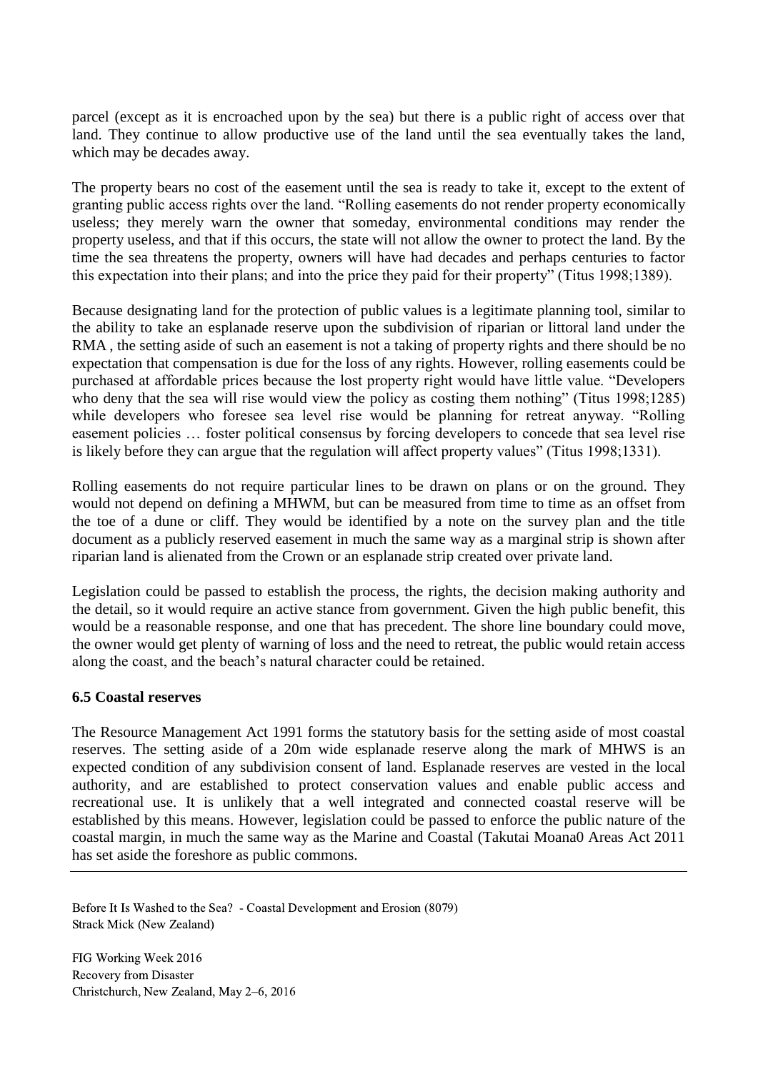parcel (except as it is encroached upon by the sea) but there is a public right of access over that land. They continue to allow productive use of the land until the sea eventually takes the land, which may be decades away.

The property bears no cost of the easement until the sea is ready to take it, except to the extent of granting public access rights over the land. "Rolling easements do not render property economically useless; they merely warn the owner that someday, environmental conditions may render the property useless, and that if this occurs, the state will not allow the owner to protect the land. By the time the sea threatens the property, owners will have had decades and perhaps centuries to factor this expectation into their plans; and into the price they paid for their property" (Titus 1998;1389).

Because designating land for the protection of public values is a legitimate planning tool, similar to the ability to take an esplanade reserve upon the subdivision of riparian or littoral land under the RMA , the setting aside of such an easement is not a taking of property rights and there should be no expectation that compensation is due for the loss of any rights. However, rolling easements could be purchased at affordable prices because the lost property right would have little value. "Developers who deny that the sea will rise would view the policy as costing them nothing" (Titus 1998;1285) while developers who foresee sea level rise would be planning for retreat anyway. "Rolling easement policies … foster political consensus by forcing developers to concede that sea level rise is likely before they can argue that the regulation will affect property values" (Titus 1998;1331).

Rolling easements do not require particular lines to be drawn on plans or on the ground. They would not depend on defining a MHWM, but can be measured from time to time as an offset from the toe of a dune or cliff. They would be identified by a note on the survey plan and the title document as a publicly reserved easement in much the same way as a marginal strip is shown after riparian land is alienated from the Crown or an esplanade strip created over private land.

Legislation could be passed to establish the process, the rights, the decision making authority and the detail, so it would require an active stance from government. Given the high public benefit, this would be a reasonable response, and one that has precedent. The shore line boundary could move, the owner would get plenty of warning of loss and the need to retreat, the public would retain access along the coast, and the beach's natural character could be retained.

### 6.5 Coastal reserves

The Resource Management Act 1991 forms the statutory basis for the setting aside of most coastal reserves. The setting aside of a 20m wide esplanade reserve along the mark of MHWS is an expected condition of any subdivision consent of land. Esplanade reserves are vested in the local authority, and are established to protect conservation values and enable public access and recreational use. It is unlikely that a well integrated and connected coastal reserve will be established by this means. However, legislation could be passed to enforce the public nature of the coastal margin, in much the same way as the Marine and Coastal (Takutai Moana0 Areas Act 2011 has set aside the foreshore as public commons.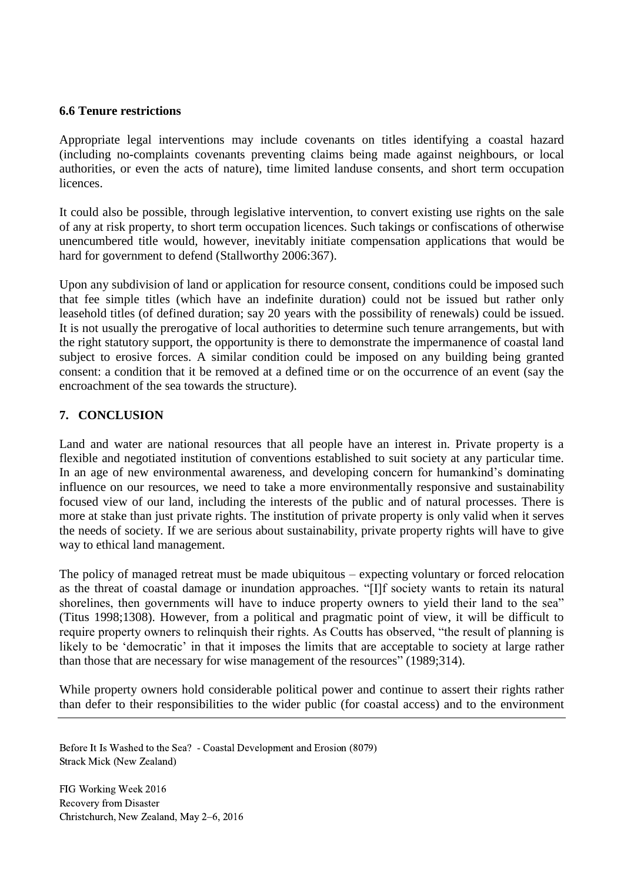### 6.6 Tenure restrictions

Appropriate legal interventions may include covenants on titles identifying a coastal hazard (including no-complaints covenants preventing claims being made against neighbours, or local authorities, or even the acts of nature), time limited landuse consents, and short term occupation licences.

It could also be possible, through legislative intervention, to convert existing use rights on the sale of any at risk property, to short term occupation licences. Such takings or confiscations of otherwise unencumbered title would, however, inevitably initiate compensation applications that would be hard for government to defend (Stallworthy 2006:367).

Upon any subdivision of land or application for resource consent, conditions could be imposed such that fee simple titles (which have an indefinite duration) could not be issued but rather only leasehold titles (of defined duration; say 20 years with the possibility of renewals) could be issued. It is not usually the prerogative of local authorities to determine such tenure arrangements, but with the right statutory support, the opportunity is there to demonstrate the impermanence of coastal land subject to erosive forces. A similar condition could be imposed on any building being granted consent: a condition that it be removed at a defined time or on the occurrence of an event (say the encroachment of the sea towards the structure).

## 7. CONCLUSION

Land and water are national resources that all people have an interest in. Private property is a flexible and negotiated institution of conventions established to suit society at any particular time. In an age of new environmental awareness, and developing concern for humankind's dominating influence on our resources, we need to take a more environmentally responsive and sustainability focused view of our land, including the interests of the public and of natural processes. There is more at stake than just private rights. The institution of private property is only valid when it serves the needs of society. If we are serious about sustainability, private property rights will have to give way to ethical land management.

The policy of managed retreat must be made ubiquitous – expecting voluntary or forced relocation as the threat of coastal damage or inundation approaches. "[I]f society wants to retain its natural shorelines, then governments will have to induce property owners to yield their land to the sea" (Titus 1998;1308). However, from a political and pragmatic point of view, it will be difficult to require property owners to relinquish their rights. As Coutts has observed, "the result of planning is likely to be 'democratic' in that it imposes the limits that are acceptable to society at large rather than those that are necessary for wise management of the resources" (1989;314).

While property owners hold considerable political power and continue to assert their rights rather than defer to their responsibilities to the wider public (for coastal access) and to the environment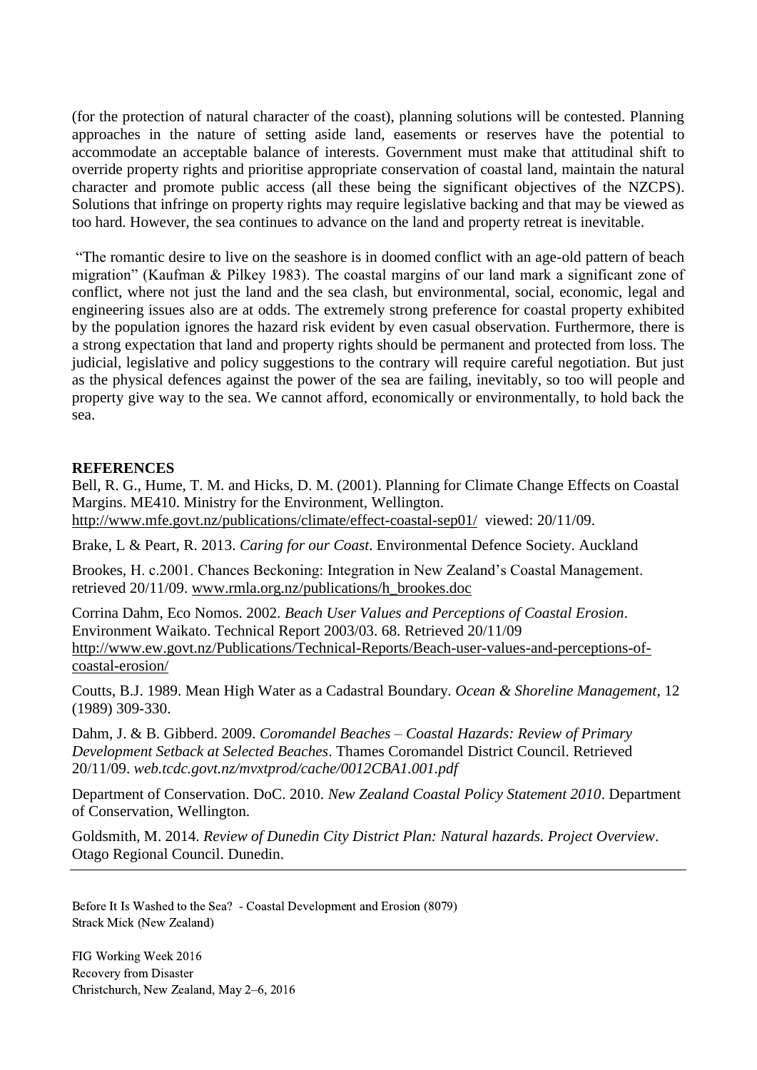(for the protection of natural character of the coast), planning solutions will be contested. Planning approaches in the nature of setting aside land, easements or reserves have the potential to accommodate an acceptable balance of interests. Government must make that attitudinal shift to override property rights and prioritise appropriate conservation of coastal land, maintain the natural character and promote public access (all these being the significant objectives of the NZCPS). Solutions that infringe on property rights may require legislative backing and that may be viewed as too hard. However, the sea continues to advance on the land and property retreat is inevitable.

"The romantic desire to live on the seashore is in doomed conflict with an age-old pattern of beach migration" (Kaufman & Pilkey 1983). The coastal margins of our land mark a significant zone of conflict, where not just the land and the sea clash, but environmental, social, economic, legal and engineering issues also are at odds. The extremely strong preference for coastal property exhibited by the population ignores the hazard risk evident by even casual observation. Furthermore, there is a strong expectation that land and property rights should be permanent and protected from loss. The judicial, legislative and policy suggestions to the contrary will require careful negotiation. But just as the physical defences against the power of the sea are failing, inevitably, so too will people and property give way to the sea. We cannot afford, economically or environmentally, to hold back the sea.

**REFERENCES**

Bell, R. G., Hume, T. M. and Hicks, D. M. (2001). Planning for Climate Change Effects on Coastal Margins. ME410. Ministry for the Environment, Wellington. http://www.mfe.govt.nz/publications/climate/effect-coastal-sep01/ viewed: 20/11/09.

Brake, L & Peart, R. 2013. *Caring for our Coast*. Environmental Defence Society. Auckland

Brookes, H. c.2001. Chances Beckoning: Integration in New Zealand's Coastal Management. retrieved 20/11/09. www.rmla.org.nz/publications/h_brookes.doc

Corrina Dahm, Eco Nomos. 2002. *Beach User Values and Perceptions of Coastal Erosion*. Environment Waikato. Technical Report 2003/03. 68. Retrieved 20/11/09 http://www.ew.govt.nz/Publications/Technical-Reports/Beach-user-values-and-perceptions-of-coastal-erosion/

Coutts, B.J. 1989. Mean High Water as a Cadastral Boundary. *Ocean & Shoreline Management*, 12 (1989) 309-330.

Dahm, J. & B. Gibberd. 2009. *Coromandel Beaches – Coastal Hazards: Review of Primary Development Setback at Selected Beaches*. Thames Coromandel District Council. Retrieved 20/11/09. *web.tcdc.govt.nz/mvxtprod/cache/0012CBA1.001.pdf*

Department of Conservation. DoC. 2010. *New Zealand Coastal Policy Statement 2010*. Department of Conservation, Wellington.

Goldsmith, M. 2014. *Review of Dunedin City District Plan: Natural hazards. Project Overview*. Otago Regional Council. Dunedin.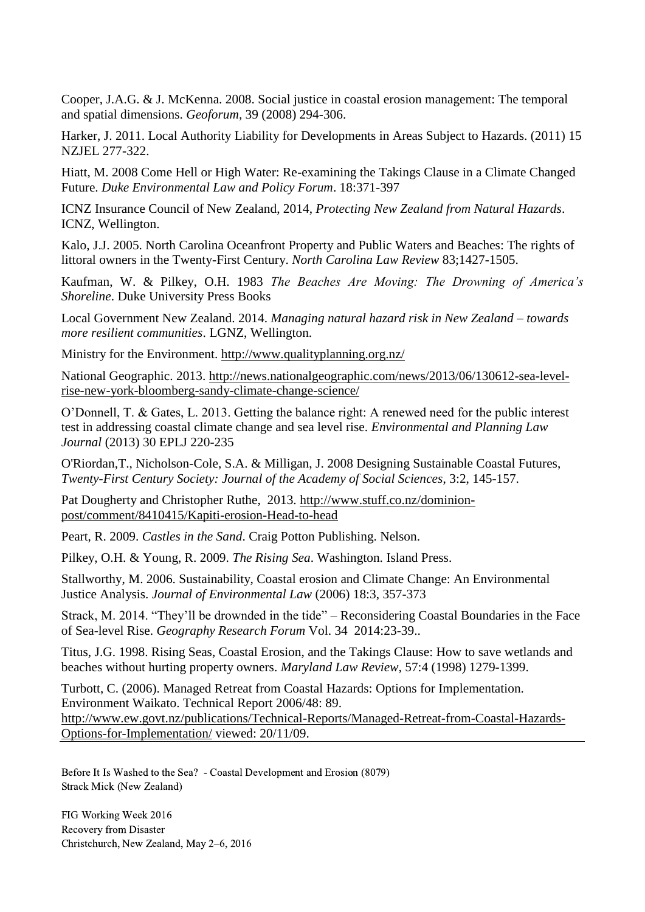Cooper, J.A.G. & J. McKenna. 2008. Social justice in coastal erosion management: The temporal and spatial dimensions. *Geoforum*, 39 (2008) 294-306.

Harker, J. 2011. Local Authority Liability for Developments in Areas Subject to Hazards. (2011) 15 NZJEL 277-322.

Hiatt, M. 2008 Come Hell or High Water: Re-examining the Takings Clause in a Climate Changed Future. *Duke Environmental Law and Policy Forum*. 18:371-397

ICNZ Insurance Council of New Zealand, 2014, *Protecting New Zealand from Natural Hazards*. ICNZ, Wellington.

Kalo, J.J. 2005. North Carolina Oceanfront Property and Public Waters and Beaches: The rights of littoral owners in the Twenty-First Century. *North Carolina Law Review* 83;1427-1505.

Kaufman, W. & Pilkey, O.H. 1983 *The Beaches Are Moving: The Drowning of America's Shoreline*. Duke University Press Books

Local Government New Zealand. 2014. *Managing natural hazard risk in New Zealand – towards more resilient communities*. LGNZ, Wellington.

Ministry for the Environment. http://www.qualityplanning.org.nz/

National Geographic. 2013. http://news.nationalgeographic.com/news/2013/06/130612-sea-level-rise-new-york-bloomberg-sandy-climate-change-science/

O'Donnell, T. & Gates, L. 2013. Getting the balance right: A renewed need for the public interest test in addressing coastal climate change and sea level rise. *Environmental and Planning Law Journal* (2013) 30 EPLJ 220-235

O'Riordan,T., Nicholson-Cole, S.A. & Milligan, J. 2008 Designing Sustainable Coastal Futures, *Twenty-First Century Society: Journal of the Academy of Social Sciences*, 3:2, 145-157.

Pat Dougherty and Christopher Ruthe, 2013. http://www.stuff.co.nz/dominion-post/comment/8410415/Kapiti-erosion-Head-to-head

Peart, R. 2009. *Castles in the Sand*. Craig Potton Publishing. Nelson.

Pilkey, O.H. & Young, R. 2009. *The Rising Sea*. Washington. Island Press.

Stallworthy, M. 2006. Sustainability, Coastal erosion and Climate Change: An Environmental Justice Analysis. *Journal of Environmental Law* (2006) 18:3, 357-373

Strack, M. 2014. "They'll be drownded in the tide" – Reconsidering Coastal Boundaries in the Face of Sea-level Rise. *Geography Research Forum* Vol. 34 2014:23-39..

Titus, J.G. 1998. Rising Seas, Coastal Erosion, and the Takings Clause: How to save wetlands and beaches without hurting property owners. *Maryland Law Review*, 57:4 (1998) 1279-1399.

Turbott, C. (2006). Managed Retreat from Coastal Hazards: Options for Implementation. Environment Waikato. Technical Report 2006/48: 89. http://www.ew.govt.nz/publications/Technical-Reports/Managed-Retreat-from-Coastal-Hazards-Options-for-Implementation/ viewed: 20/11/09.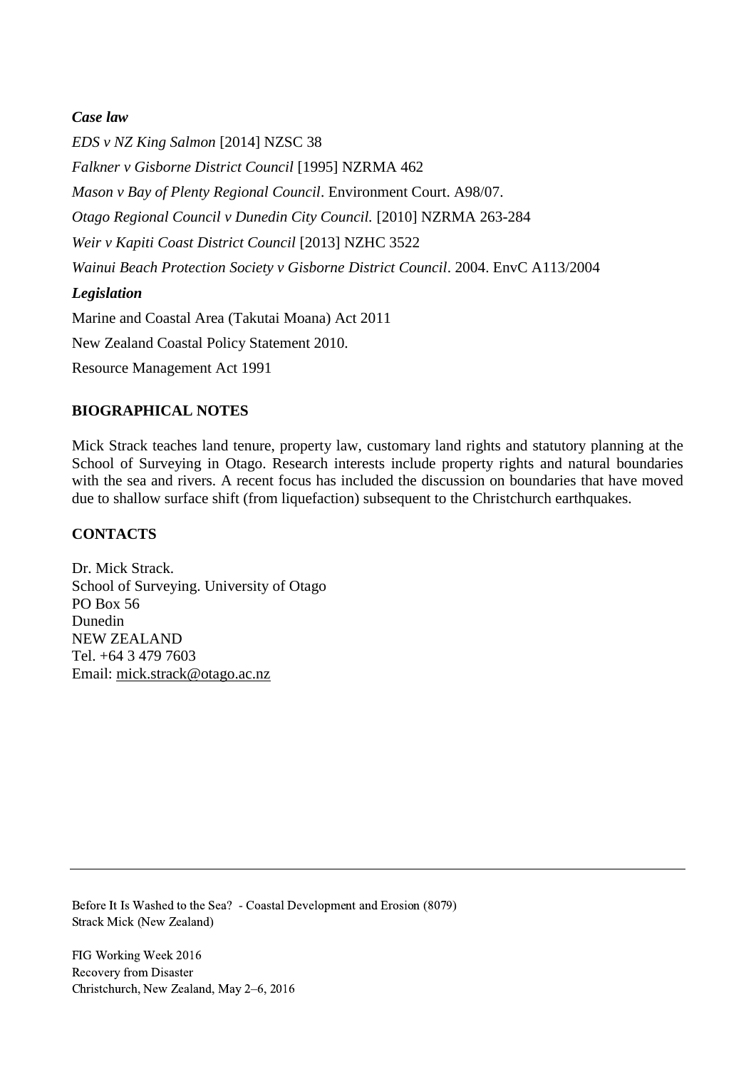### *Case law*

*EDS v NZ King Salmon* [2014] NZSC 38

*Falkner v Gisborne District Council* [1995] NZRMA 462

*Mason v Bay of Plenty Regional Council*. Environment Court. A98/07.

*Otago Regional Council v Dunedin City Council.* [2010] NZRMA 263-284

*Weir v Kapiti Coast District Council* [2013] NZHC 3522

*Wainui Beach Protection Society v Gisborne District Council*. 2004. EnvC A113/2004

### *Legislation*

Marine and Coastal Area (Takutai Moana) Act 2011

New Zealand Coastal Policy Statement 2010.

Resource Management Act 1991

## BIOGRAPHICAL NOTES

Mick Strack teaches land tenure, property law, customary land rights and statutory planning at the School of Surveying in Otago. Research interests include property rights and natural boundaries with the sea and rivers. A recent focus has included the discussion on boundaries that have moved due to shallow surface shift (from liquefaction) subsequent to the Christchurch earthquakes.

## CONTACTS

Dr. Mick Strack.
School of Surveying. University of Otago
PO Box 56
Dunedin
NEW ZEALAND
Tel. +64 3 479 7603
Email: mick.strack@otago.ac.nz